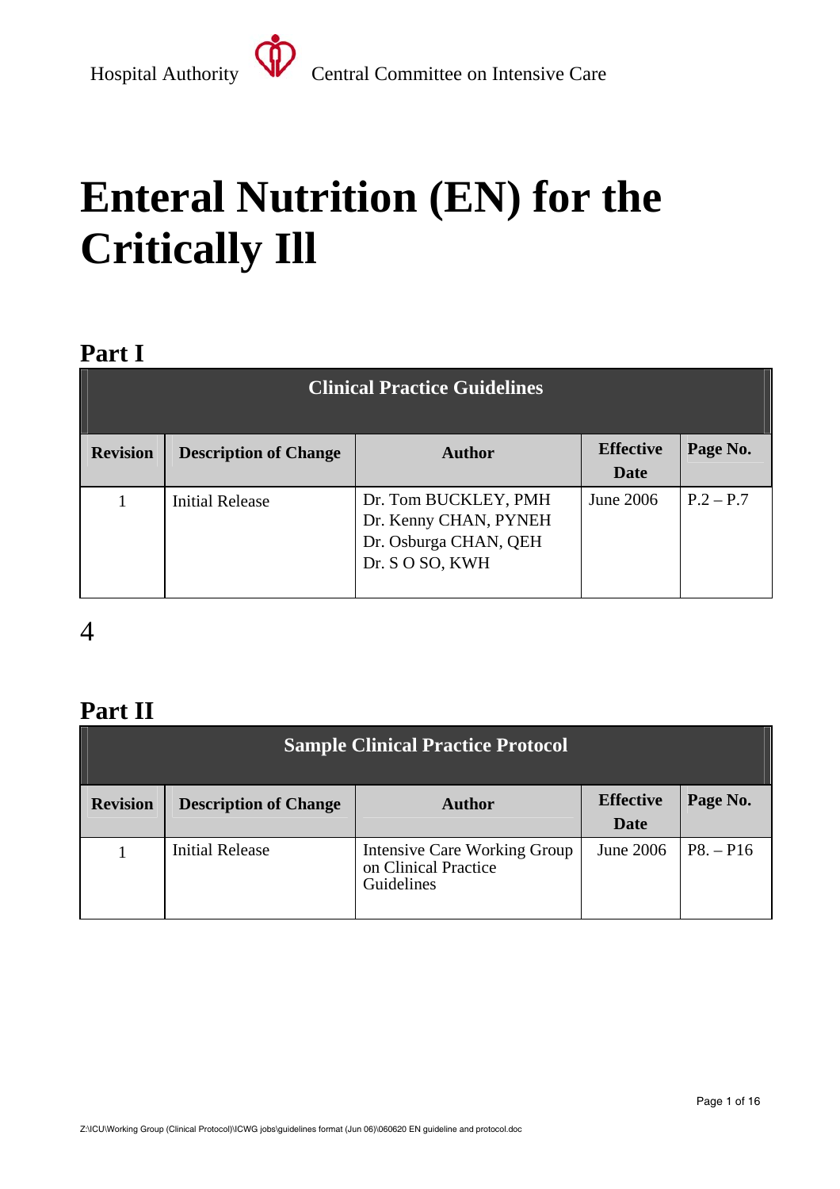Hospital Authority Central Committee on Intensive Care

# Enteral Nutrition (EN) for the Critically Ill

## Part I

| Clinical Practice Guidelines | | | | |
|---|---|---|---|---|
| **Revision** | **Description of Change** | **Author** | **Effective Date** | **Page No.** |
| 1 | Initial Release | Dr. Tom BUCKLEY, PMH<br>Dr. Kenny CHAN, PYNEH<br>Dr. Osburga CHAN, QEH<br>Dr. S O SO, KWH | June 2006 | P.2 – P.7 |

4

## Part II

| Sample Clinical Practice Protocol | | | | |
|---|---|---|---|---|
| **Revision** | **Description of Change** | **Author** | **Effective Date** | **Page No.** |
| 1 | Initial Release | Intensive Care Working Group on Clinical Practice Guidelines | June 2006 | P8. – P16 |

Z:\ICU\Working Group (Clinical Protocol)\ICWG jobs\guidelines format (Jun 06)\060620 EN guideline and protocol.doc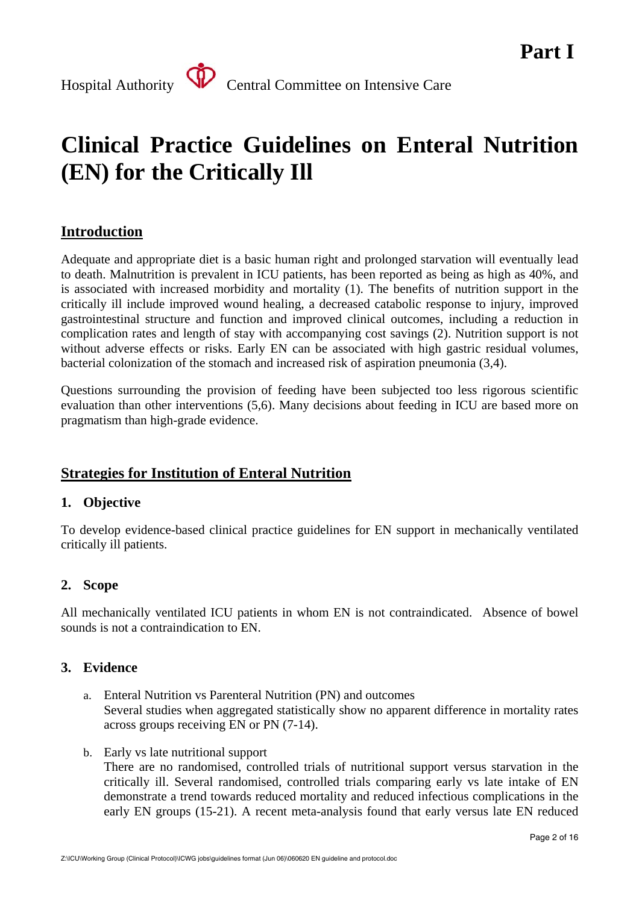**Part I**

Hospital Authority Central Committee on Intensive Care

# Clinical Practice Guidelines on Enteral Nutrition (EN) for the Critically Ill

## Introduction

Adequate and appropriate diet is a basic human right and prolonged starvation will eventually lead to death. Malnutrition is prevalent in ICU patients, has been reported as being as high as 40%, and is associated with increased morbidity and mortality (1). The benefits of nutrition support in the critically ill include improved wound healing, a decreased catabolic response to injury, improved gastrointestinal structure and function and improved clinical outcomes, including a reduction in complication rates and length of stay with accompanying cost savings (2). Nutrition support is not without adverse effects or risks. Early EN can be associated with high gastric residual volumes, bacterial colonization of the stomach and increased risk of aspiration pneumonia (3,4).

Questions surrounding the provision of feeding have been subjected too less rigorous scientific evaluation than other interventions (5,6). Many decisions about feeding in ICU are based more on pragmatism than high-grade evidence.

## Strategies for Institution of Enteral Nutrition

### 1. Objective

To develop evidence-based clinical practice guidelines for EN support in mechanically ventilated critically ill patients.

### 2. Scope

All mechanically ventilated ICU patients in whom EN is not contraindicated. Absence of bowel sounds is not a contraindication to EN.

### 3. Evidence

a. Enteral Nutrition vs Parenteral Nutrition (PN) and outcomes
   Several studies when aggregated statistically show no apparent difference in mortality rates across groups receiving EN or PN (7-14).

b. Early vs late nutritional support
   There are no randomised, controlled trials of nutritional support versus starvation in the critically ill. Several randomised, controlled trials comparing early vs late intake of EN demonstrate a trend towards reduced mortality and reduced infectious complications in the early EN groups (15-21). A recent meta-analysis found that early versus late EN reduced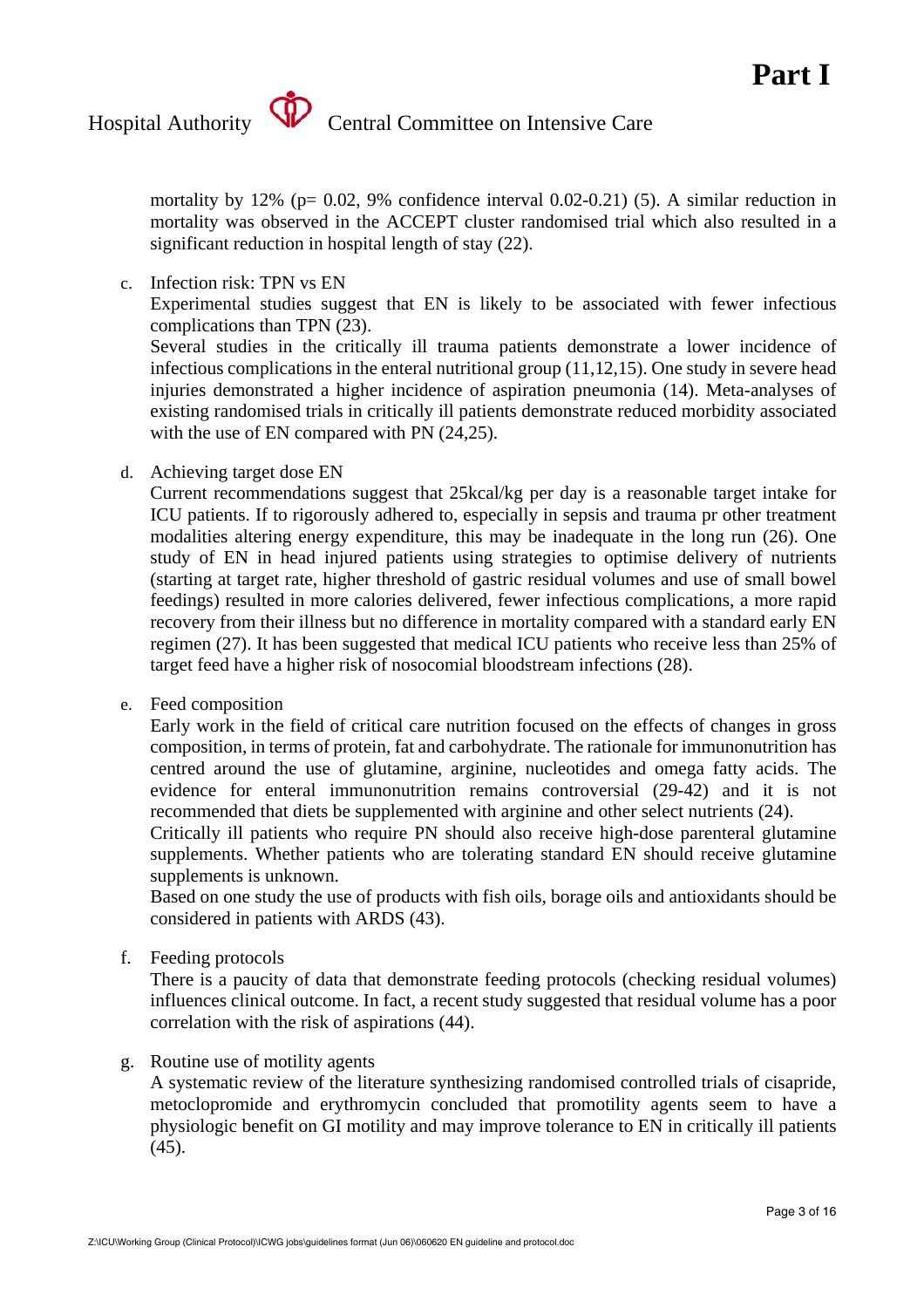mortality by 12% (p= 0.02, 9% confidence interval 0.02-0.21) (5). A similar reduction in mortality was observed in the ACCEPT cluster randomised trial which also resulted in a significant reduction in hospital length of stay (22).

c. Infection risk: TPN vs EN

Experimental studies suggest that EN is likely to be associated with fewer infectious complications than TPN (23).

Several studies in the critically ill trauma patients demonstrate a lower incidence of infectious complications in the enteral nutritional group (11,12,15). One study in severe head injuries demonstrated a higher incidence of aspiration pneumonia (14). Meta-analyses of existing randomised trials in critically ill patients demonstrate reduced morbidity associated with the use of EN compared with PN (24,25).

d. Achieving target dose EN

Current recommendations suggest that 25kcal/kg per day is a reasonable target intake for ICU patients. If to rigorously adhered to, especially in sepsis and trauma pr other treatment modalities altering energy expenditure, this may be inadequate in the long run (26). One study of EN in head injured patients using strategies to optimise delivery of nutrients (starting at target rate, higher threshold of gastric residual volumes and use of small bowel feedings) resulted in more calories delivered, fewer infectious complications, a more rapid recovery from their illness but no difference in mortality compared with a standard early EN regimen (27). It has been suggested that medical ICU patients who receive less than 25% of target feed have a higher risk of nosocomial bloodstream infections (28).

e. Feed composition

Early work in the field of critical care nutrition focused on the effects of changes in gross composition, in terms of protein, fat and carbohydrate. The rationale for immunonutrition has centred around the use of glutamine, arginine, nucleotides and omega fatty acids. The evidence for enteral immunonutrition remains controversial (29-42) and it is not recommended that diets be supplemented with arginine and other select nutrients (24).

Critically ill patients who require PN should also receive high-dose parenteral glutamine supplements. Whether patients who are tolerating standard EN should receive glutamine supplements is unknown.

Based on one study the use of products with fish oils, borage oils and antioxidants should be considered in patients with ARDS (43).

f. Feeding protocols

There is a paucity of data that demonstrate feeding protocols (checking residual volumes) influences clinical outcome. In fact, a recent study suggested that residual volume has a poor correlation with the risk of aspirations (44).

g. Routine use of motility agents

A systematic review of the literature synthesizing randomised controlled trials of cisapride, metoclopramide and erythromycin concluded that promotility agents seem to have a physiologic benefit on GI motility and may improve tolerance to EN in critically ill patients (45).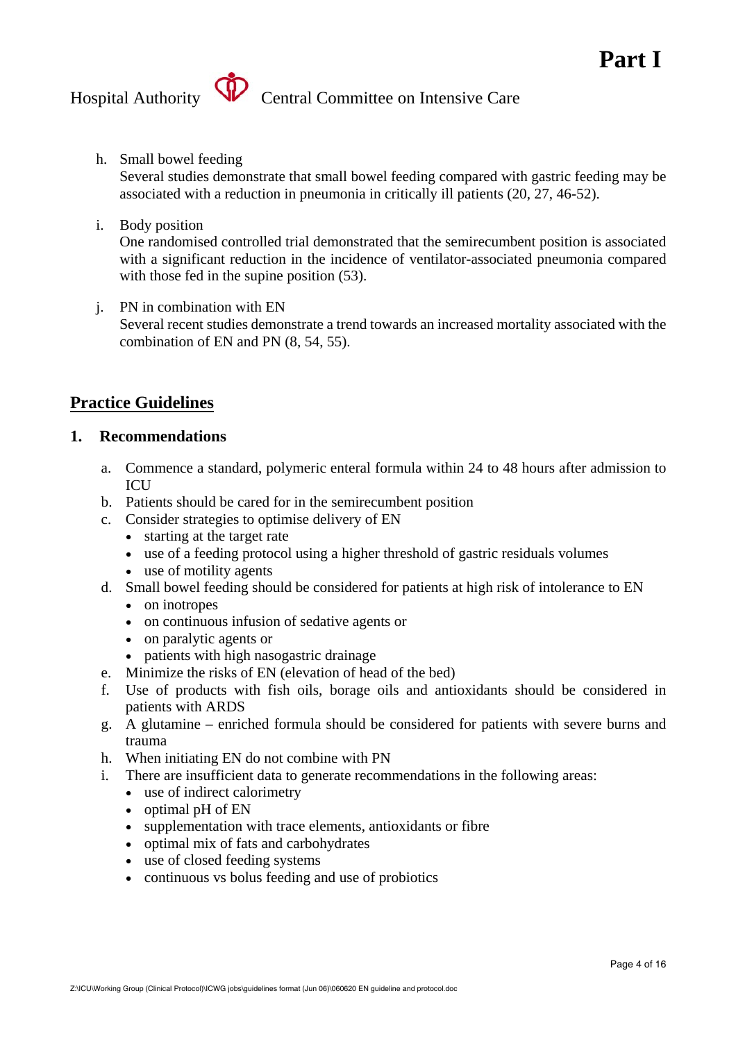h. Small bowel feeding
   Several studies demonstrate that small bowel feeding compared with gastric feeding may be associated with a reduction in pneumonia in critically ill patients (20, 27, 46-52).

i. Body position
   One randomised controlled trial demonstrated that the semirecumbent position is associated with a significant reduction in the incidence of ventilator-associated pneumonia compared with those fed in the supine position (53).

j. PN in combination with EN
   Several recent studies demonstrate a trend towards an increased mortality associated with the combination of EN and PN (8, 54, 55).

## Practice Guidelines

### 1. Recommendations

a. Commence a standard, polymeric enteral formula within 24 to 48 hours after admission to ICU
b. Patients should be cared for in the semirecumbent position
c. Consider strategies to optimise delivery of EN
   - starting at the target rate
   - use of a feeding protocol using a higher threshold of gastric residuals volumes
   - use of motility agents
d. Small bowel feeding should be considered for patients at high risk of intolerance to EN
   - on inotropes
   - on continuous infusion of sedative agents or
   - on paralytic agents or
   - patients with high nasogastric drainage
e. Minimize the risks of EN (elevation of head of the bed)
f. Use of products with fish oils, borage oils and antioxidants should be considered in patients with ARDS
g. A glutamine – enriched formula should be considered for patients with severe burns and trauma
h. When initiating EN do not combine with PN
i. There are insufficient data to generate recommendations in the following areas:
   - use of indirect calorimetry
   - optimal pH of EN
   - supplementation with trace elements, antioxidants or fibre
   - optimal mix of fats and carbohydrates
   - use of closed feeding systems
   - continuous vs bolus feeding and use of probiotics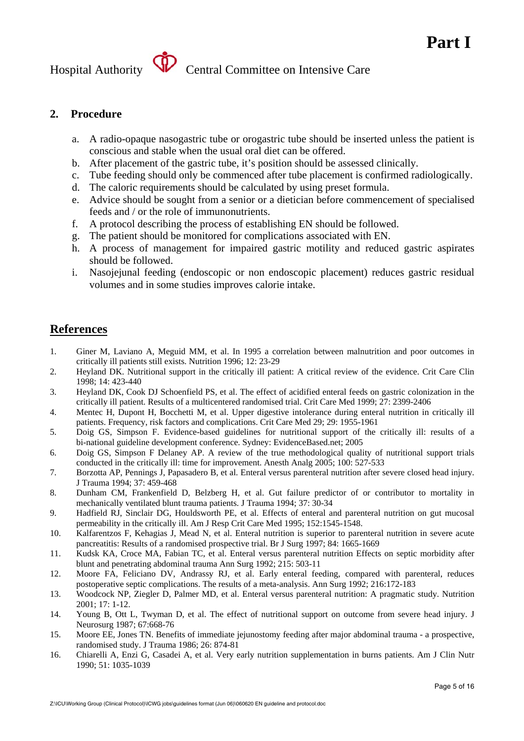## 2. Procedure

a. A radio-opaque nasogastric tube or orogastric tube should be inserted unless the patient is conscious and stable when the usual oral diet can be offered.
b. After placement of the gastric tube, it's position should be assessed clinically.
c. Tube feeding should only be commenced after tube placement is confirmed radiologically.
d. The caloric requirements should be calculated by using preset formula.
e. Advice should be sought from a senior or a dietician before commencement of specialised feeds and / or the role of immunonutrients.
f. A protocol describing the process of establishing EN should be followed.
g. The patient should be monitored for complications associated with EN.
h. A process of management for impaired gastric motility and reduced gastric aspirates should be followed.
i. Nasojejunal feeding (endoscopic or non endoscopic placement) reduces gastric residual volumes and in some studies improves calorie intake.

## References

1. Giner M, Laviano A, Meguid MM, et al. In 1995 a correlation between malnutrition and poor outcomes in critically ill patients still exists. Nutrition 1996; 12: 23-29
2. Heyland DK. Nutritional support in the critically ill patient: A critical review of the evidence. Crit Care Clin 1998; 14: 423-440
3. Heyland DK, Cook DJ Schoenfield PS, et al. The effect of acidified enteral feeds on gastric colonization in the critically ill patient. Results of a multicentered randomised trial. Crit Care Med 1999; 27: 2399-2406
4. Mentec H, Dupont H, Bocchetti M, et al. Upper digestive intolerance during enteral nutrition in critically ill patients. Frequency, risk factors and complications. Crit Care Med 29; 29: 1955-1961
5. Doig GS, Simpson F. Evidence-based guidelines for nutritional support of the critically ill: results of a bi-national guideline development conference. Sydney: EvidenceBased.net; 2005
6. Doig GS, Simpson F Delaney AP. A review of the true methodological quality of nutritional support trials conducted in the critically ill: time for improvement. Anesth Analg 2005; 100: 527-533
7. Borzotta AP, Pennings J, Papasadero B, et al. Enteral versus parenteral nutrition after severe closed head injury. J Trauma 1994; 37: 459-468
8. Dunham CM, Frankenfield D, Belzberg H, et al. Gut failure predictor of or contributor to mortality in mechanically ventilated blunt trauma patients. J Trauma 1994; 37: 30-34
9. Hadfield RJ, Sinclair DG, Houldsworth PE, et al. Effects of enteral and parenteral nutrition on gut mucosal permeability in the critically ill. Am J Resp Crit Care Med 1995; 152:1545-1548.
10. Kalfarentzos F, Kehagias J, Mead N, et al. Enteral nutrition is superior to parenteral nutrition in severe acute pancreatitis: Results of a randomised prospective trial. Br J Surg 1997; 84: 1665-1669
11. Kudsk KA, Croce MA, Fabian TC, et al. Enteral versus parenteral nutrition Effects on septic morbidity after blunt and penetrating abdominal trauma Ann Surg 1992; 215: 503-11
12. Moore FA, Feliciano DV, Andrassy RJ, et al. Early enteral feeding, compared with parenteral, reduces postoperative septic complications. The results of a meta-analysis. Ann Surg 1992; 216:172-183
13. Woodcock NP, Ziegler D, Palmer MD, et al. Enteral versus parenteral nutrition: A pragmatic study. Nutrition 2001; 17: 1-12.
14. Young B, Ott L, Twyman D, et al. The effect of nutritional support on outcome from severe head injury. J Neurosurg 1987; 67:668-76
15. Moore EE, Jones TN. Benefits of immediate jejunostomy feeding after major abdominal trauma - a prospective, randomised study. J Trauma 1986; 26: 874-81
16. Chiarelli A, Enzi G, Casadei A, et al. Very early nutrition supplementation in burns patients. Am J Clin Nutr 1990; 51: 1035-1039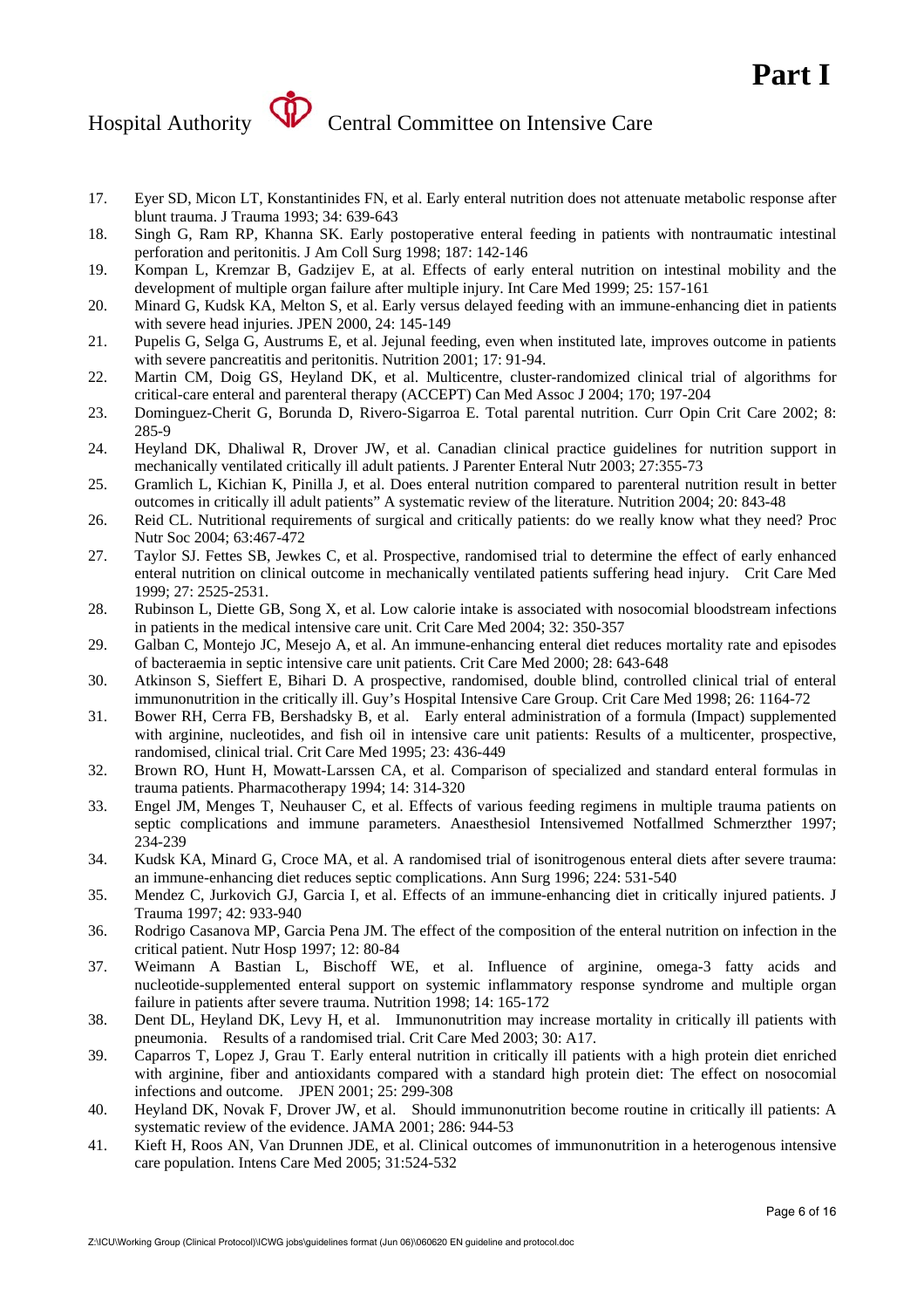17. Eyer SD, Micon LT, Konstantinides FN, et al. Early enteral nutrition does not attenuate metabolic response after blunt trauma. J Trauma 1993; 34: 639-643
18. Singh G, Ram RP, Khanna SK. Early postoperative enteral feeding in patients with nontraumatic intestinal perforation and peritonitis. J Am Coll Surg 1998; 187: 142-146
19. Kompan L, Kremzar B, Gadzijev E, at al. Effects of early enteral nutrition on intestinal mobility and the development of multiple organ failure after multiple injury. Int Care Med 1999; 25: 157-161
20. Minard G, Kudsk KA, Melton S, et al. Early versus delayed feeding with an immune-enhancing diet in patients with severe head injuries. JPEN 2000, 24: 145-149
21. Pupelis G, Selga G, Austrums E, et al. Jejunal feeding, even when instituted late, improves outcome in patients with severe pancreatitis and peritonitis. Nutrition 2001; 17: 91-94.
22. Martin CM, Doig GS, Heyland DK, et al. Multicentre, cluster-randomized clinical trial of algorithms for critical-care enteral and parenteral therapy (ACCEPT) Can Med Assoc J 2004; 170; 197-204
23. Dominguez-Cherit G, Borunda D, Rivero-Sigarroa E. Total parental nutrition. Curr Opin Crit Care 2002; 8: 285-9
24. Heyland DK, Dhaliwal R, Drover JW, et al. Canadian clinical practice guidelines for nutrition support in mechanically ventilated critically ill adult patients. J Parenter Enteral Nutr 2003; 27:355-73
25. Gramlich L, Kichian K, Pinilla J, et al. Does enteral nutrition compared to parenteral nutrition result in better outcomes in critically ill adult patients" A systematic review of the literature. Nutrition 2004; 20: 843-48
26. Reid CL. Nutritional requirements of surgical and critically patients: do we really know what they need? Proc Nutr Soc 2004; 63:467-472
27. Taylor SJ. Fettes SB, Jewkes C, et al. Prospective, randomised trial to determine the effect of early enhanced enteral nutrition on clinical outcome in mechanically ventilated patients suffering head injury. Crit Care Med 1999; 27: 2525-2531.
28. Rubinson L, Diette GB, Song X, et al. Low calorie intake is associated with nosocomial bloodstream infections in patients in the medical intensive care unit. Crit Care Med 2004; 32: 350-357
29. Galban C, Montejo JC, Mesejo A, et al. An immune-enhancing enteral diet reduces mortality rate and episodes of bacteraemia in septic intensive care unit patients. Crit Care Med 2000; 28: 643-648
30. Atkinson S, Sieffert E, Bihari D. A prospective, randomised, double blind, controlled clinical trial of enteral immunonutrition in the critically ill. Guy's Hospital Intensive Care Group. Crit Care Med 1998; 26: 1164-72
31. Bower RH, Cerra FB, Bershadsky B, et al. Early enteral administration of a formula (Impact) supplemented with arginine, nucleotides, and fish oil in intensive care unit patients: Results of a multicenter, prospective, randomised, clinical trial. Crit Care Med 1995; 23: 436-449
32. Brown RO, Hunt H, Mowatt-Larssen CA, et al. Comparison of specialized and standard enteral formulas in trauma patients. Pharmacotherapy 1994; 14: 314-320
33. Engel JM, Menges T, Neuhauser C, et al. Effects of various feeding regimens in multiple trauma patients on septic complications and immune parameters. Anaesthesiol Intensivemed Notfallmed Schmerzther 1997; 234-239
34. Kudsk KA, Minard G, Croce MA, et al. A randomised trial of isonitrogenous enteral diets after severe trauma: an immune-enhancing diet reduces septic complications. Ann Surg 1996; 224: 531-540
35. Mendez C, Jurkovich GJ, Garcia I, et al. Effects of an immune-enhancing diet in critically injured patients. J Trauma 1997; 42: 933-940
36. Rodrigo Casanova MP, Garcia Pena JM. The effect of the composition of the enteral nutrition on infection in the critical patient. Nutr Hosp 1997; 12: 80-84
37. Weimann A Bastian L, Bischoff WE, et al. Influence of arginine, omega-3 fatty acids and nucleotide-supplemented enteral support on systemic inflammatory response syndrome and multiple organ failure in patients after severe trauma. Nutrition 1998; 14: 165-172
38. Dent DL, Heyland DK, Levy H, et al. Immunonutrition may increase mortality in critically ill patients with pneumonia. Results of a randomised trial. Crit Care Med 2003; 30: A17.
39. Caparros T, Lopez J, Grau T. Early enteral nutrition in critically ill patients with a high protein diet enriched with arginine, fiber and antioxidants compared with a standard high protein diet: The effect on nosocomial infections and outcome. JPEN 2001; 25: 299-308
40. Heyland DK, Novak F, Drover JW, et al. Should immunonutrition become routine in critically ill patients: A systematic review of the evidence. JAMA 2001; 286: 944-53
41. Kieft H, Roos AN, Van Drunnen JDE, et al. Clinical outcomes of immunonutrition in a heterogenous intensive care population. Intens Care Med 2005; 31:524-532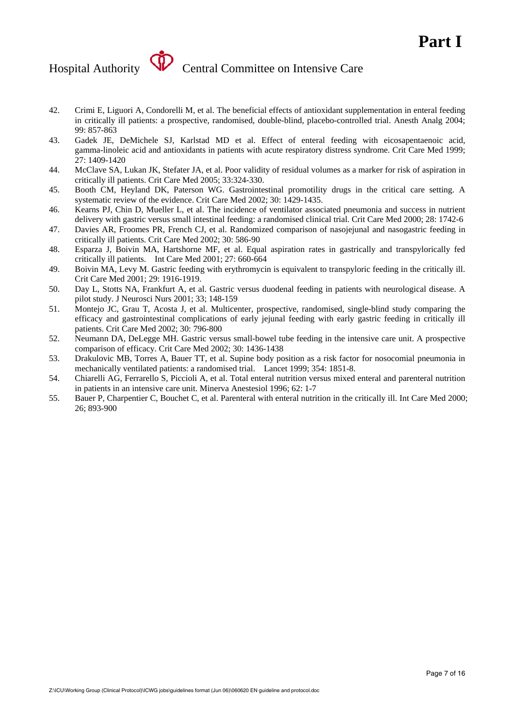42. Crimi E, Liguori A, Condorelli M, et al. The beneficial effects of antioxidant supplementation in enteral feeding in critically ill patients: a prospective, randomised, double-blind, placebo-controlled trial. Anesth Analg 2004; 99: 857-863
43. Gadek JE, DeMichele SJ, Karlstad MD et al. Effect of enteral feeding with eicosapentaenoic acid, gamma-linoleic acid and antioxidants in patients with acute respiratory distress syndrome. Crit Care Med 1999; 27: 1409-1420
44. McClave SA, Lukan JK, Stefater JA, et al. Poor validity of residual volumes as a marker for risk of aspiration in critically ill patients. Crit Care Med 2005; 33:324-330.
45. Booth CM, Heyland DK, Paterson WG. Gastrointestinal promotility drugs in the critical care setting. A systematic review of the evidence. Crit Care Med 2002; 30: 1429-1435.
46. Kearns PJ, Chin D, Mueller L, et al. The incidence of ventilator associated pneumonia and success in nutrient delivery with gastric versus small intestinal feeding: a randomised clinical trial. Crit Care Med 2000; 28: 1742-6
47. Davies AR, Froomes PR, French CJ, et al. Randomized comparison of nasojejunal and nasogastric feeding in critically ill patients. Crit Care Med 2002; 30: 586-90
48. Esparza J, Boivin MA, Hartshorne MF, et al. Equal aspiration rates in gastrically and transpylorically fed critically ill patients. Int Care Med 2001; 27: 660-664
49. Boivin MA, Levy M. Gastric feeding with erythromycin is equivalent to transpyloric feeding in the critically ill. Crit Care Med 2001; 29: 1916-1919.
50. Day L, Stotts NA, Frankfurt A, et al. Gastric versus duodenal feeding in patients with neurological disease. A pilot study. J Neurosci Nurs 2001; 33; 148-159
51. Montejo JC, Grau T, Acosta J, et al. Multicenter, prospective, randomised, single-blind study comparing the efficacy and gastrointestinal complications of early jejunal feeding with early gastric feeding in critically ill patients. Crit Care Med 2002; 30: 796-800
52. Neumann DA, DeLegge MH. Gastric versus small-bowel tube feeding in the intensive care unit. A prospective comparison of efficacy. Crit Care Med 2002; 30: 1436-1438
53. Drakulovic MB, Torres A, Bauer TT, et al. Supine body position as a risk factor for nosocomial pneumonia in mechanically ventilated patients: a randomised trial. Lancet 1999; 354: 1851-8.
54. Chiarelli AG, Ferrarello S, Piccioli A, et al. Total enteral nutrition versus mixed enteral and parenteral nutrition in patients in an intensive care unit. Minerva Anestesiol 1996; 62: 1-7
55. Bauer P, Charpentier C, Bouchet C, et al. Parenteral with enteral nutrition in the critically ill. Int Care Med 2000; 26; 893-900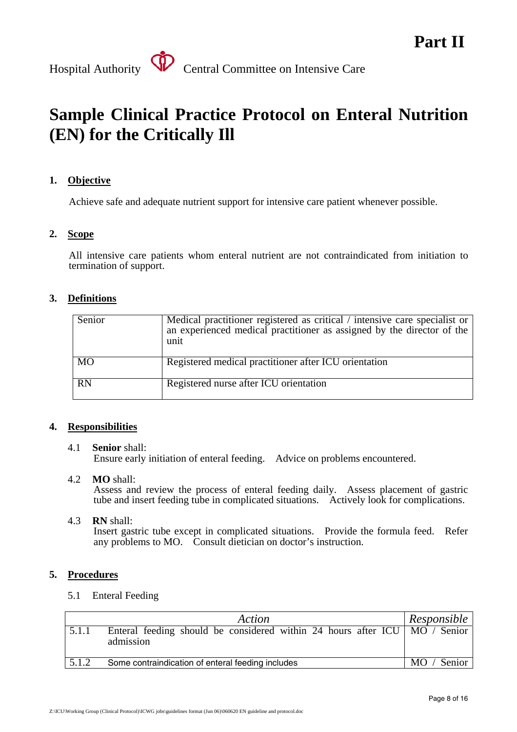# Part II

Hospital Authority Central Committee on Intensive Care

# Sample Clinical Practice Protocol on Enteral Nutrition (EN) for the Critically Ill

## 1. Objective

Achieve safe and adequate nutrient support for intensive care patient whenever possible.

## 2. Scope

All intensive care patients whom enteral nutrient are not contraindicated from initiation to termination of support.

## 3. Definitions

| | |
|---|---|
| Senior | Medical practitioner registered as critical / intensive care specialist or an experienced medical practitioner as assigned by the director of the unit |
| MO | Registered medical practitioner after ICU orientation |
| RN | Registered nurse after ICU orientation |

## 4. Responsibilities

4.1 **Senior** shall:
Ensure early initiation of enteral feeding. Advice on problems encountered.

4.2 **MO** shall:
Assess and review the process of enteral feeding daily. Assess placement of gastric tube and insert feeding tube in complicated situations. Actively look for complications.

4.3 **RN** shall:
Insert gastric tube except in complicated situations. Provide the formula feed. Refer any problems to MO. Consult dietician on doctor's instruction.

## 5. Procedures

5.1 Enteral Feeding

| | *Action* | *Responsible* |
|---|---|---|
| 5.1.1 | Enteral feeding should be considered within 24 hours after ICU admission | MO / Senior |
| 5.1.2 | Some contraindication of enteral feeding includes | MO / Senior |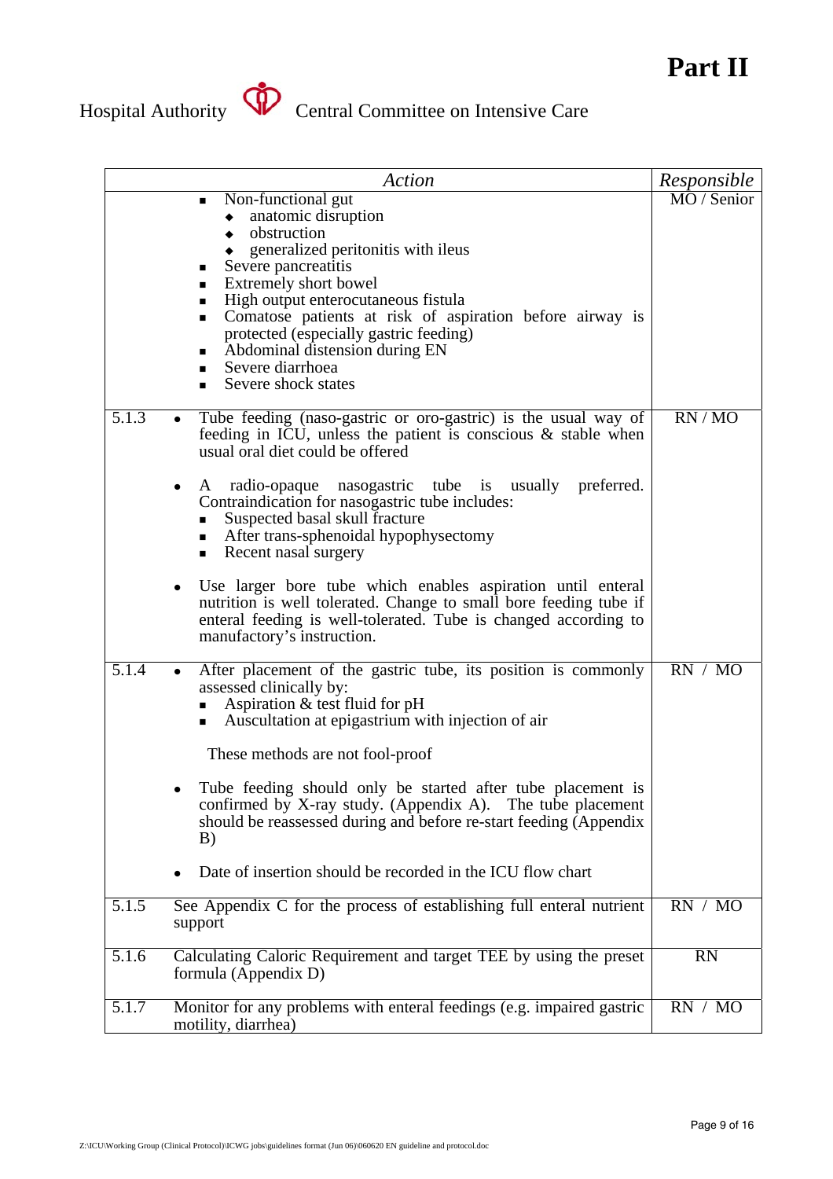| | Action | Responsible |
|---|---|---|
| | ▪ Non-functional gut<br>◆ anatomic disruption<br>◆ obstruction<br>◆ generalized peritonitis with ileus<br>▪ Severe pancreatitis<br>▪ Extremely short bowel<br>▪ High output enterocutaneous fistula<br>▪ Comatose patients at risk of aspiration before airway is protected (especially gastric feeding)<br>▪ Abdominal distension during EN<br>▪ Severe diarrhoea<br>▪ Severe shock states | MO / Senior |
| 5.1.3 | • Tube feeding (naso-gastric or oro-gastric) is the usual way of feeding in ICU, unless the patient is conscious & stable when usual oral diet could be offered<br><br>• A radio-opaque nasogastric tube is usually preferred. Contraindication for nasogastric tube includes:<br>▪ Suspected basal skull fracture<br>▪ After trans-sphenoidal hypophysectomy<br>▪ Recent nasal surgery<br><br>• Use larger bore tube which enables aspiration until enteral nutrition is well tolerated. Change to small bore feeding tube if enteral feeding is well-tolerated. Tube is changed according to manufactory's instruction. | RN / MO |
| 5.1.4 | • After placement of the gastric tube, its position is commonly assessed clinically by:<br>▪ Aspiration & test fluid for pH<br>▪ Auscultation at epigastrium with injection of air<br><br>These methods are not fool-proof<br><br>• Tube feeding should only be started after tube placement is confirmed by X-ray study. (Appendix A). The tube placement should be reassessed during and before re-start feeding (Appendix B)<br><br>• Date of insertion should be recorded in the ICU flow chart | RN / MO |
| 5.1.5 | See Appendix C for the process of establishing full enteral nutrient support | RN / MO |
| 5.1.6 | Calculating Caloric Requirement and target TEE by using the preset formula (Appendix D) | RN |
| 5.1.7 | Monitor for any problems with enteral feedings (e.g. impaired gastric motility, diarrhea) | RN / MO |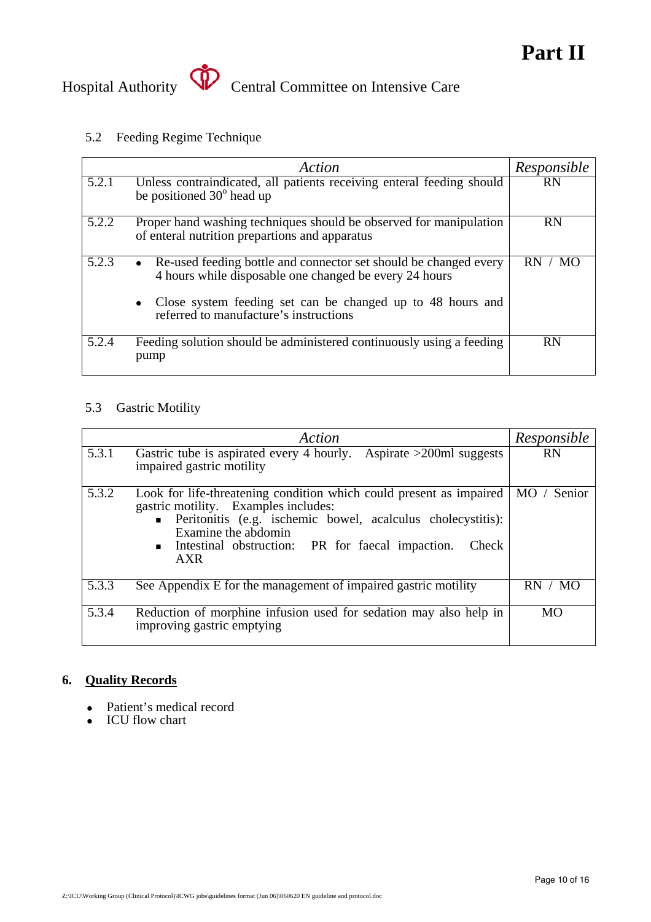**Part II**

Hospital Authority Central Committee on Intensive Care

### 5.2 Feeding Regime Technique

| | *Action* | *Responsible* |
|---|---|---|
| 5.2.1 | Unless contraindicated, all patients receiving enteral feeding should be positioned 30° head up | RN |
| 5.2.2 | Proper hand washing techniques should be observed for manipulation of enteral nutrition prepartions and apparatus | RN |
| 5.2.3 | • Re-used feeding bottle and connector set should be changed every 4 hours while disposable one changed be every 24 hours<br>• Close system feeding set can be changed up to 48 hours and referred to manufacture's instructions | RN / MO |
| 5.2.4 | Feeding solution should be administered continuously using a feeding pump | RN |

### 5.3 Gastric Motility

| | *Action* | *Responsible* |
|---|---|---|
| 5.3.1 | Gastric tube is aspirated every 4 hourly. Aspirate >200ml suggests impaired gastric motility | RN |
| 5.3.2 | Look for life-threatening condition which could present as impaired gastric motility. Examples includes:<br>▪ Peritonitis (e.g. ischemic bowel, acalculus cholecystitis): Examine the abdomin<br>▪ Intestinal obstruction: PR for faecal impaction. Check AXR | MO / Senior |
| 5.3.3 | See Appendix E for the management of impaired gastric motility | RN / MO |
| 5.3.4 | Reduction of morphine infusion used for sedation may also help in improving gastric emptying | MO |

## 6. Quality Records

- Patient's medical record
- ICU flow chart

Z:\ICU\Working Group (Clinical Protocol)\ICWG jobs\guidelines format (Jun 06)\060620 EN guideline and protocol.doc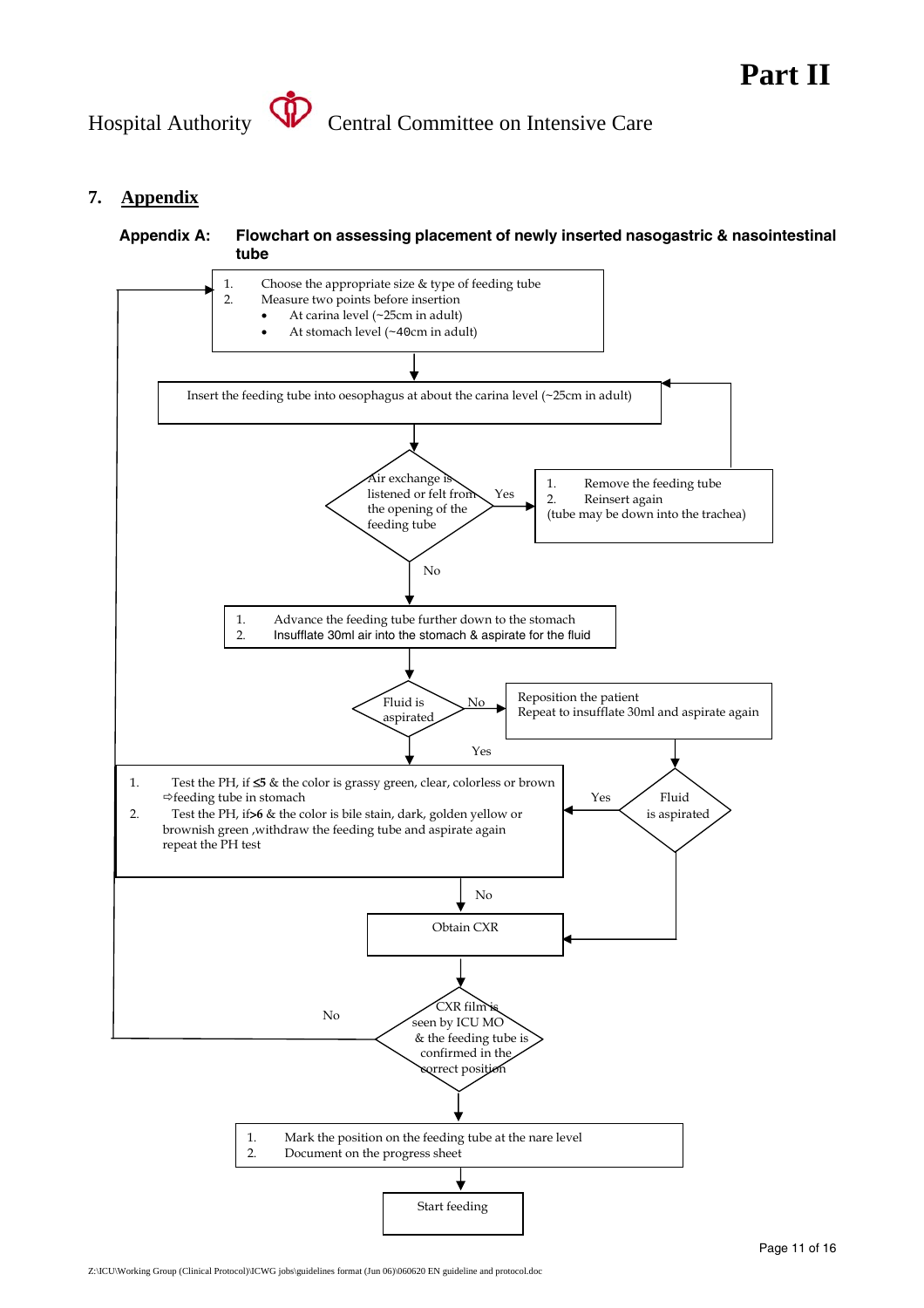Part II

Hospital Authority Central Committee on Intensive Care

## 7. Appendix

**Appendix A: Flowchart on assessing placement of newly inserted nasogastric & nasointestinal tube**

1. Choose the appropriate size & type of feeding tube
2. Measure two points before insertion
   - At carina level (~25cm in adult)
   - At stomach level (~40cm in adult)

↓

Insert the feeding tube into oesophagus at about the carina level (~25cm in adult)

↓

Air exchange is listened or felt from the opening of the feeding tube?

- Yes → 1. Remove the feeding tube 2. Reinsert again (tube may be down into the trachea) → back to "Insert the feeding tube into oesophagus at about the carina level (~25cm in adult)"
- No ↓

1. Advance the feeding tube further down to the stomach
2. Insufflate 30ml air into the stomach & aspirate for the fluid

↓

Fluid is aspirated?

- No → Reposition the patient. Repeat to insufflate 30ml and aspirate again → Fluid is aspirated?
  - Yes → go to PH test (below)
  - No → Obtain CXR
- Yes ↓

1. Test the PH, if ≤5 & the color is grassy green, clear, colorless or brown ⇨feeding tube in stomach
2. Test the PH, if>6 & the color is bile stain, dark, golden yellow or brownish green ,withdraw the feeding tube and aspirate again repeat the PH test

↓ No

Obtain CXR

↓

CXR film is seen by ICU MO & the feeding tube is confirmed in the correct position?

- No → back to step 1 (Choose the appropriate size & type of feeding tube)
- Yes ↓

1. Mark the position on the feeding tube at the nare level
2. Document on the progress sheet

↓

Start feeding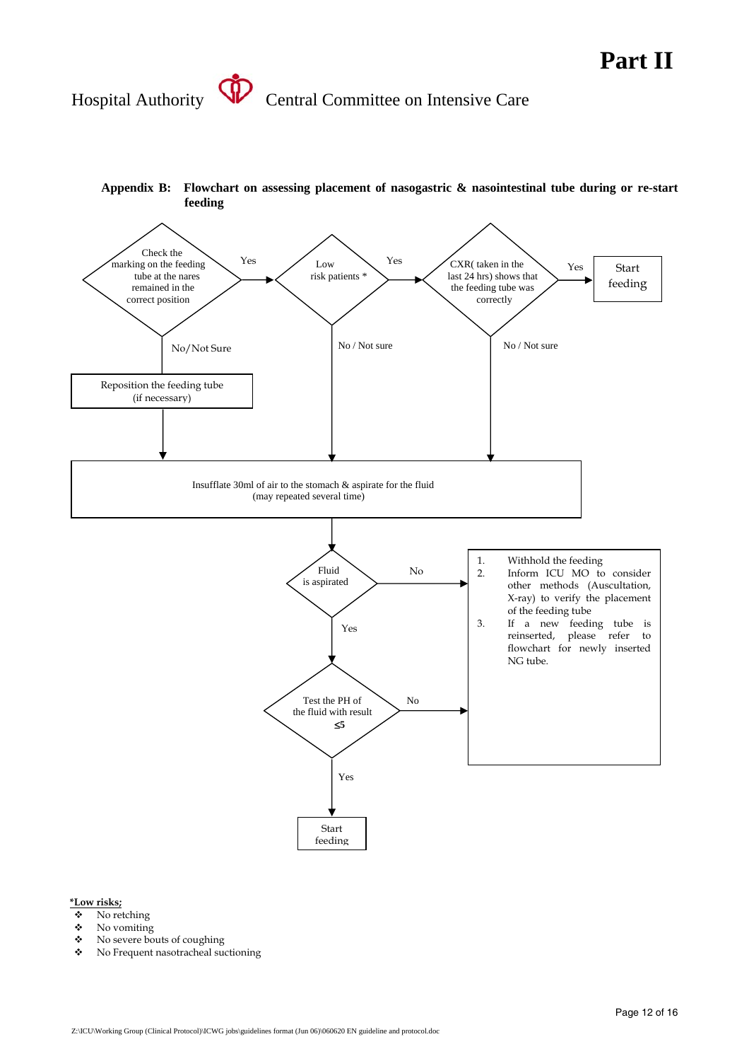# Part II

Hospital Authority Central Committee on Intensive Care

**Appendix B: Flowchart on assessing placement of nasogastric & nasointestinal tube during or re-start feeding**

Check the marking on the feeding tube at the nares remained in the correct position

- Yes → Low risk patients *
  - Yes → CXR( taken in the last 24 hrs) shows that the feeding tube was correctly
    - Yes → Start feeding
    - No / Not sure → Insufflate 30ml of air to the stomach & aspirate for the fluid (may repeated several time)
  - No / Not sure → Insufflate 30ml of air to the stomach & aspirate for the fluid (may repeated several time)
- No/Not Sure → Reposition the feeding tube (if necessary) → Insufflate 30ml of air to the stomach & aspirate for the fluid (may repeated several time)

Insufflate 30ml of air to the stomach & aspirate for the fluid (may repeated several time) → Fluid is aspirated

- No → see box below
- Yes → Test the PH of the fluid with result ≤5
  - No → see box below
  - Yes → Start feeding

Box:

1. Withhold the feeding
2. Inform ICU MO to consider other methods (Auscultation, X-ray) to verify the placement of the feeding tube
3. If a new feeding tube is reinserted, please refer to flowchart for newly inserted NG tube.

***Low risks;***

- No retching
- No vomiting
- No severe bouts of coughing
- No Frequent nasotracheal suctioning

Z:\ICU\Working Group (Clinical Protocol)\ICWG jobs\guidelines format (Jun 06)\060620 EN guideline and protocol.doc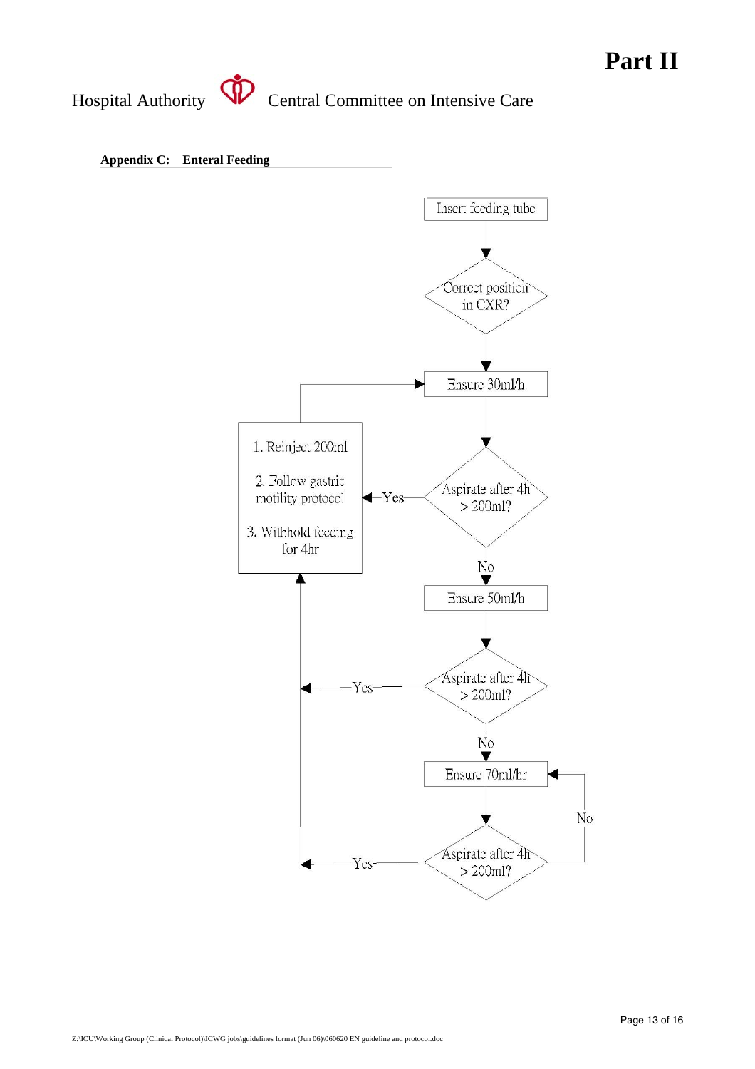## Appendix C: Enteral Feeding

Insert feeding tube

Correct position in CXR?

Ensure 30ml/h

Aspirate after 4h > 200ml?

Yes →
1. Reinject 200ml
2. Follow gastric motility protocol
3. Withhold feeding for 4hr

No

Ensure 50ml/h

Aspirate after 4h > 200ml?

Yes

No

Ensure 70ml/hr

Aspirate after 4h > 200ml?

Yes

No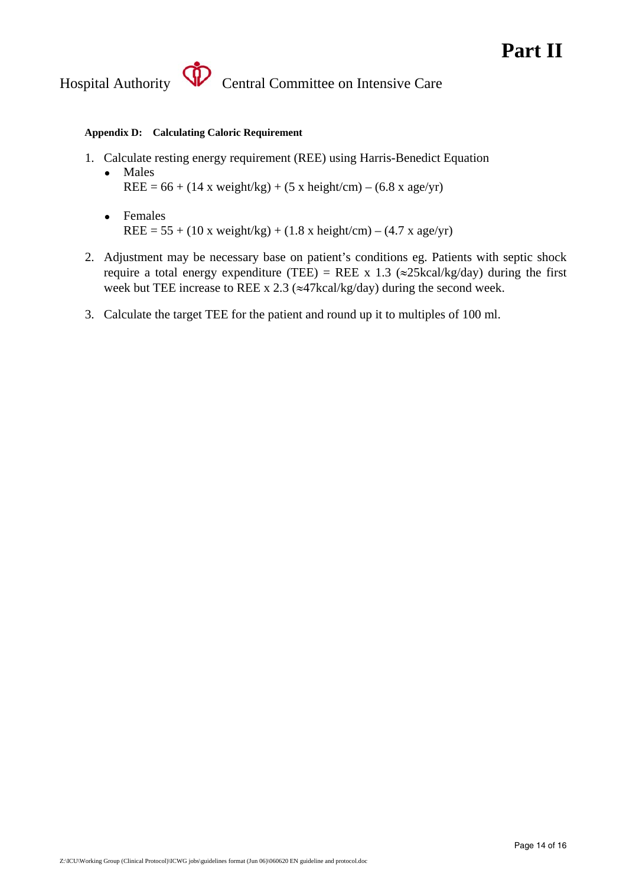# Part II

Hospital Authority Central Committee on Intensive Care

**Appendix D: Calculating Caloric Requirement**

1. Calculate resting energy requirement (REE) using Harris-Benedict Equation
   - Males
     REE = 66 + (14 x weight/kg) + (5 x height/cm) – (6.8 x age/yr)

   - Females
     REE = 55 + (10 x weight/kg) + (1.8 x height/cm) – (4.7 x age/yr)

2. Adjustment may be necessary base on patient's conditions eg. Patients with septic shock require a total energy expenditure (TEE) = REE x 1.3 ($\approx$25kcal/kg/day) during the first week but TEE increase to REE x 2.3 ($\approx$47kcal/kg/day) during the second week.

3. Calculate the target TEE for the patient and round up it to multiples of 100 ml.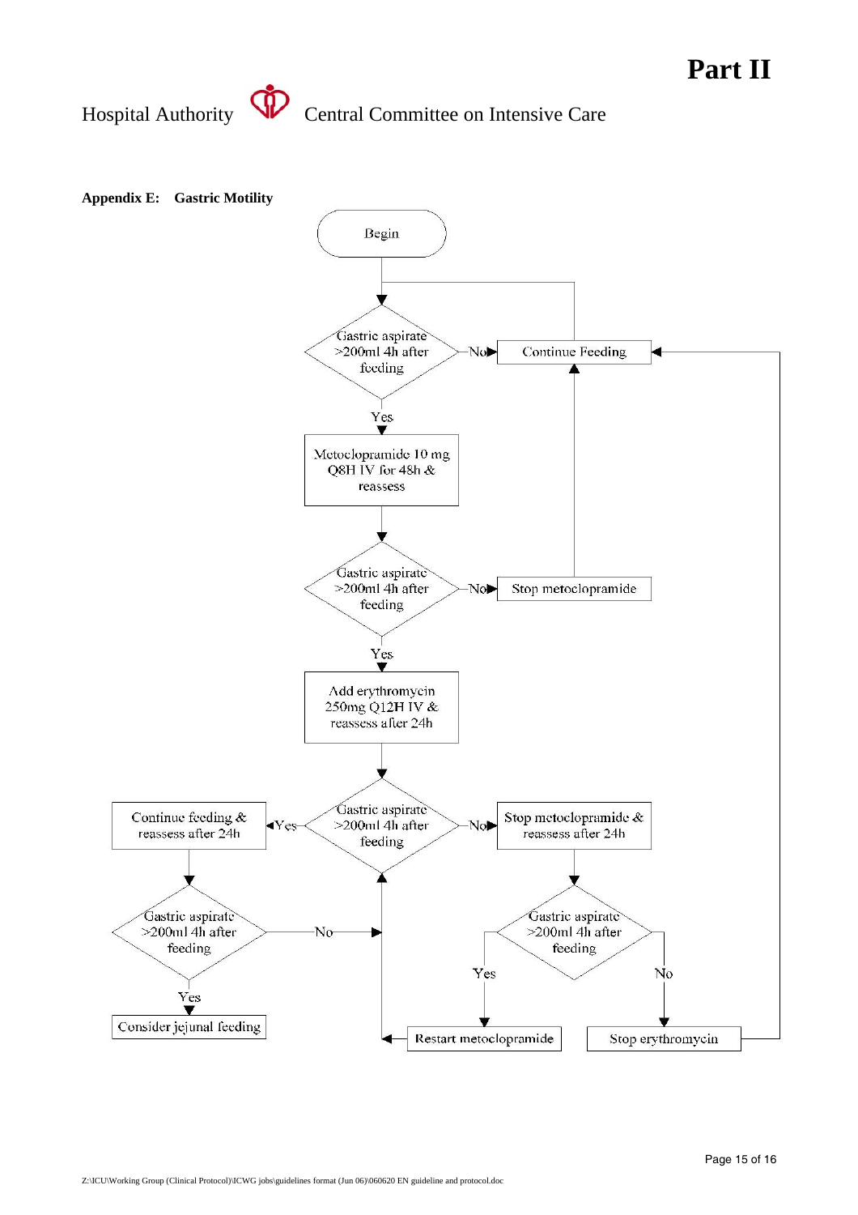**Appendix E: Gastric Motility**

Begin

Gastric aspirate >200ml 4h after feeding

- No → Continue Feeding
- Yes → Metoclopramide 10 mg Q8H IV for 48h & reassess

Gastric aspirate >200ml 4h after feeding

- No → Stop metoclopramide → Continue Feeding
- Yes → Add erythromycin 250mg Q12H IV & reassess after 24h

Gastric aspirate >200ml 4h after feeding

- Yes → Continue feeding & reassess after 24h
  - Gastric aspirate >200ml 4h after feeding
    - No → (return to Gastric aspirate >200ml 4h after feeding)
    - Yes → Consider jejunal feeding
- No → Stop metoclopramide & reassess after 24h
  - Gastric aspirate >200ml 4h after feeding
    - Yes → Restart metoclopramide → (return to Gastric aspirate >200ml 4h after feeding)
    - No → Stop erythromycin → Continue Feeding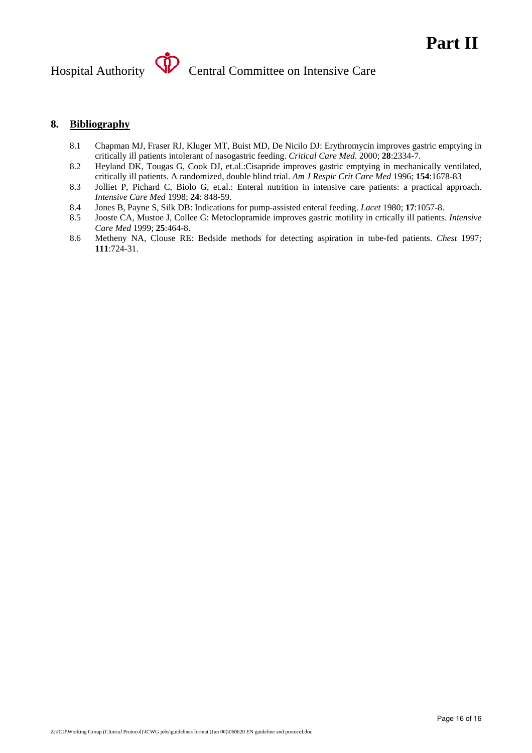## 8. Bibliography

8.1 Chapman MJ, Fraser RJ, Kluger MT, Buist MD, De Nicilo DJ: Erythromycin improves gastric emptying in critically ill patients intolerant of nasogastric feeding. *Critical Care Med.* 2000; **28**:2334-7.

8.2 Heyland DK, Tougas G, Cook DJ, et.al.:Cisapride improves gastric emptying in mechanically ventilated, critically ill patients. A randomized, double blind trial. *Am J Respir Crit Care Med* 1996; **154**:1678-83

8.3 Jolliet P, Pichard C, Biolo G, et.al.: Enteral nutrition in intensive care patients: a practical approach. *Intensive Care Med* 1998; **24**: 848-59.

8.4 Jones B, Payne S, Silk DB: Indications for pump-assisted enteral feeding. *Lacet* 1980; **17**:1057-8.

8.5 Jooste CA, Mustoe J, Collee G: Metoclopramide improves gastric motility in crtically ill patients. *Intensive Care Med* 1999; **25**:464-8.

8.6 Metheny NA, Clouse RE: Bedside methods for detecting aspiration in tube-fed patients. *Chest* 1997; **111**:724-31.